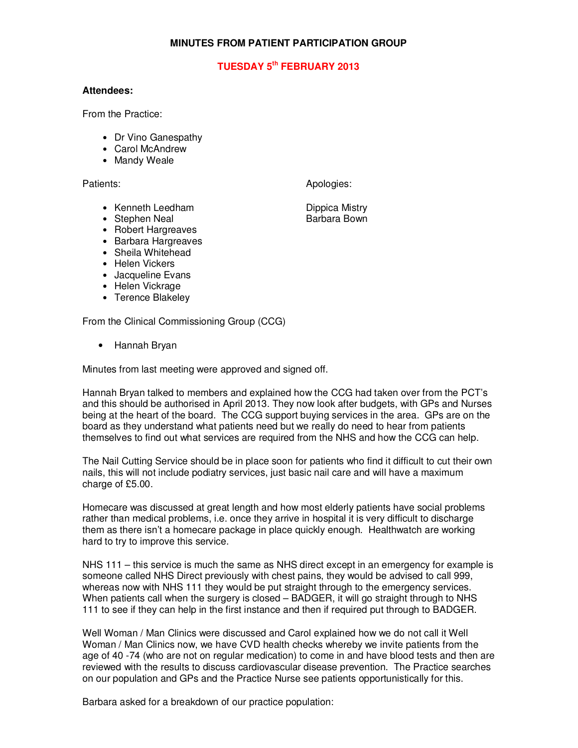# MINUTES FROM PATIENT PARTICIPATION GROUP

## TUESDAY 5th FEBRUARY 2013

**Attendees:**

From the Practice:

- Dr Vino Ganespathy
- Carol McAndrew
- Mandy Weale

Patients:

- Kenneth Leedham
- Stephen Neal
- Robert Hargreaves
- Barbara Hargreaves
- Sheila Whitehead
- Helen Vickers
- Jacqueline Evans
- Helen Vickrage
- Terence Blakeley

Apologies:

Dippica Mistry
Barbara Bown

From the Clinical Commissioning Group (CCG)

- Hannah Bryan

Minutes from last meeting were approved and signed off.

Hannah Bryan talked to members and explained how the CCG had taken over from the PCT's and this should be authorised in April 2013. They now look after budgets, with GPs and Nurses being at the heart of the board. The CCG support buying services in the area. GPs are on the board as they understand what patients need but we really do need to hear from patients themselves to find out what services are required from the NHS and how the CCG can help.

The Nail Cutting Service should be in place soon for patients who find it difficult to cut their own nails, this will not include podiatry services, just basic nail care and will have a maximum charge of £5.00.

Homecare was discussed at great length and how most elderly patients have social problems rather than medical problems, i.e. once they arrive in hospital it is very difficult to discharge them as there isn't a homecare package in place quickly enough. Healthwatch are working hard to try to improve this service.

NHS 111 – this service is much the same as NHS direct except in an emergency for example is someone called NHS Direct previously with chest pains, they would be advised to call 999, whereas now with NHS 111 they would be put straight through to the emergency services. When patients call when the surgery is closed – BADGER, it will go straight through to NHS 111 to see if they can help in the first instance and then if required put through to BADGER.

Well Woman / Man Clinics were discussed and Carol explained how we do not call it Well Woman / Man Clinics now, we have CVD health checks whereby we invite patients from the age of 40 -74 (who are not on regular medication) to come in and have blood tests and then are reviewed with the results to discuss cardiovascular disease prevention. The Practice searches on our population and GPs and the Practice Nurse see patients opportunistically for this.

Barbara asked for a breakdown of our practice population: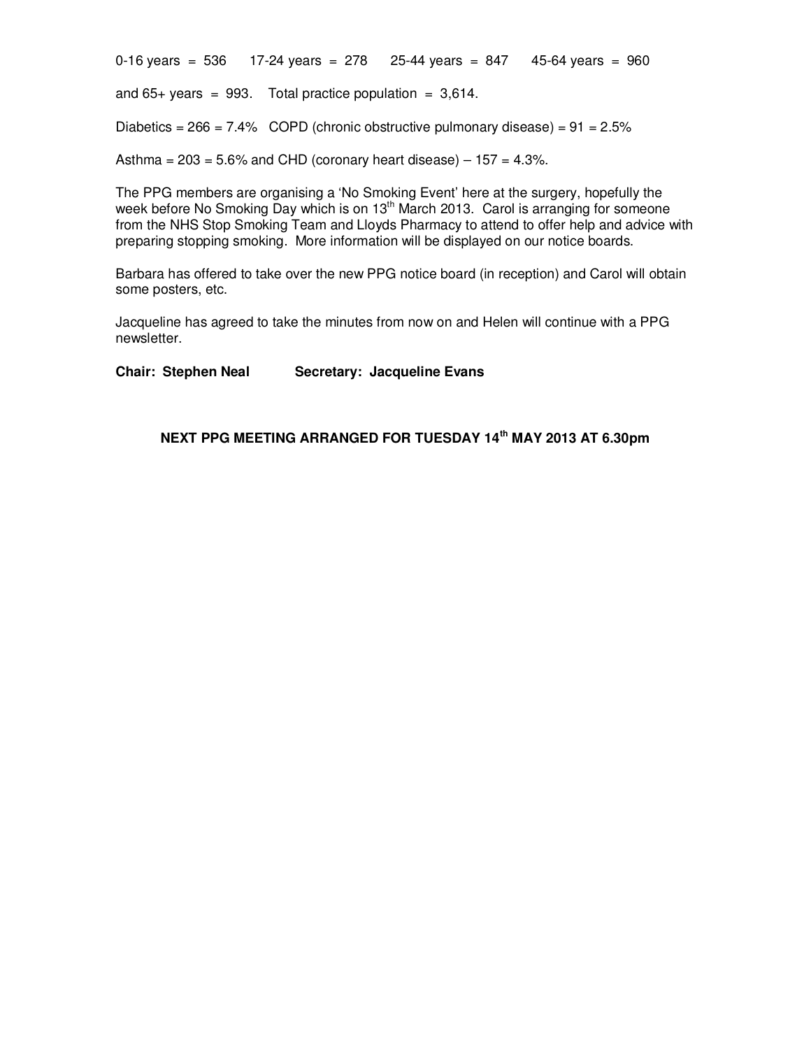0-16 years = 536     17-24 years = 278     25-44 years = 847     45-64 years = 960

and 65+ years = 993.   Total practice population = 3,614.

Diabetics = 266 = 7.4%   COPD (chronic obstructive pulmonary disease) = 91 = 2.5%

Asthma = 203 = 5.6% and CHD (coronary heart disease) – 157 = 4.3%.

The PPG members are organising a 'No Smoking Event' here at the surgery, hopefully the week before No Smoking Day which is on 13th March 2013. Carol is arranging for someone from the NHS Stop Smoking Team and Lloyds Pharmacy to attend to offer help and advice with preparing stopping smoking. More information will be displayed on our notice boards.

Barbara has offered to take over the new PPG notice board (in reception) and Carol will obtain some posters, etc.

Jacqueline has agreed to take the minutes from now on and Helen will continue with a PPG newsletter.

**Chair: Stephen Neal          Secretary: Jacqueline Evans**

**NEXT PPG MEETING ARRANGED FOR TUESDAY 14th MAY 2013 AT 6.30pm**